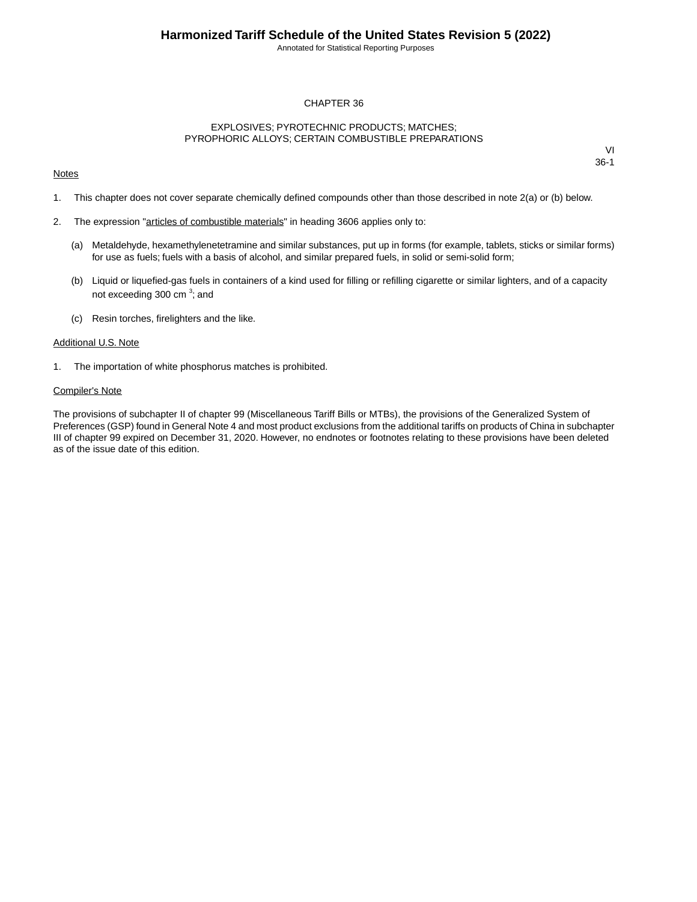# CHAPTER 36

## EXPLOSIVES; PYROTECHNIC PRODUCTS; MATCHES; PYROPHORIC ALLOYS; CERTAIN COMBUSTIBLE PREPARATIONS

VI
36-1

Notes

1. This chapter does not cover separate chemically defined compounds other than those described in note 2(a) or (b) below.

2. The expression "articles of combustible materials" in heading 3606 applies only to:

   (a) Metaldehyde, hexamethylenetetramine and similar substances, put up in forms (for example, tablets, sticks or similar forms) for use as fuels; fuels with a basis of alcohol, and similar prepared fuels, in solid or semi-solid form;

   (b) Liquid or liquefied-gas fuels in containers of a kind used for filling or refilling cigarette or similar lighters, and of a capacity not exceeding 300 $cm^3$; and

   (c) Resin torches, firelighters and the like.

Additional U.S. Note

1. The importation of white phosphorus matches is prohibited.

Compiler's Note

The provisions of subchapter II of chapter 99 (Miscellaneous Tariff Bills or MTBs), the provisions of the Generalized System of Preferences (GSP) found in General Note 4 and most product exclusions from the additional tariffs on products of China in subchapter III of chapter 99 expired on December 31, 2020. However, no endnotes or footnotes relating to these provisions have been deleted as of the issue date of this edition.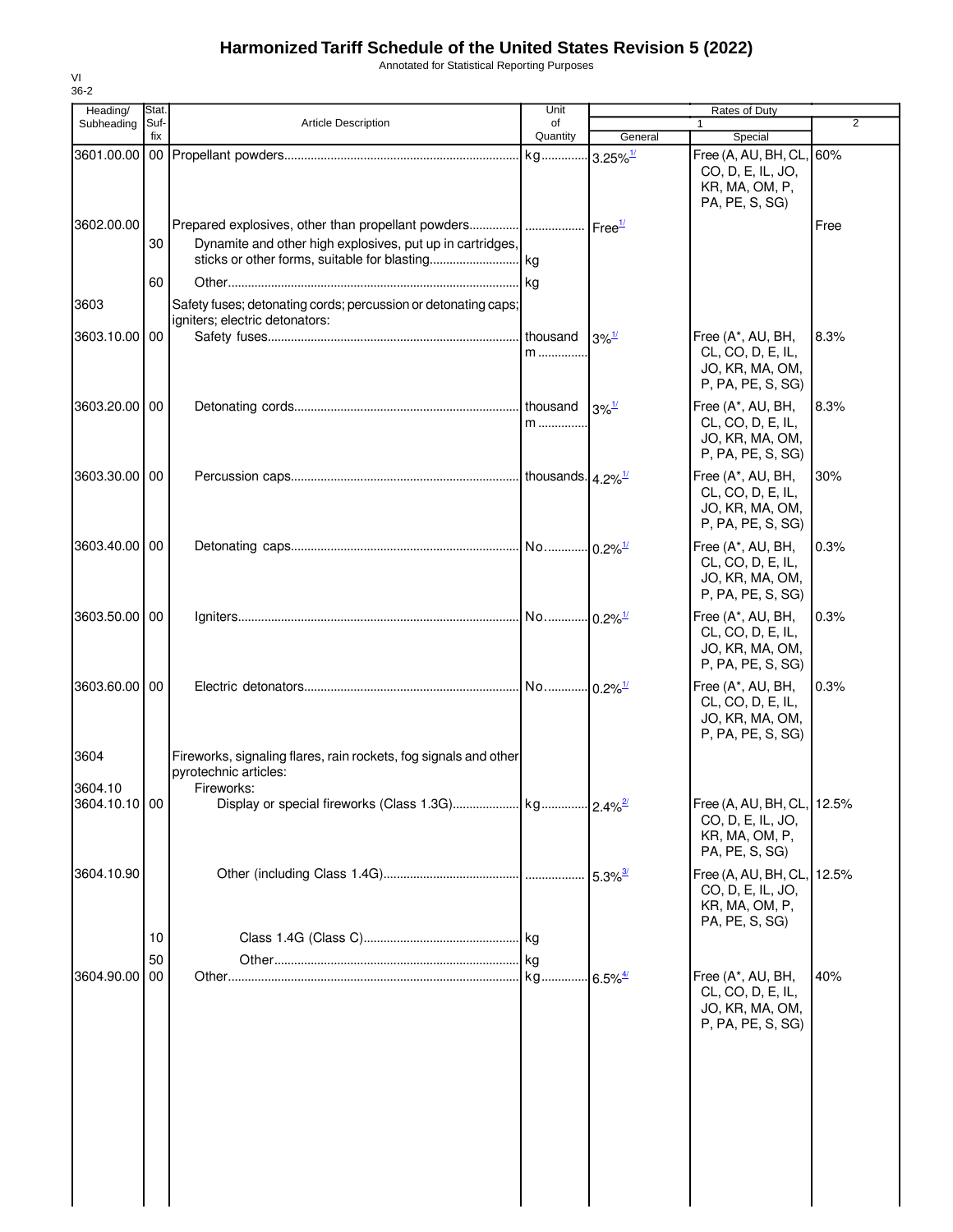# Harmonized Tariff Schedule of the United States Revision 5 (2022)

Annotated for Statistical Reporting Purposes

VI
36-2

| Heading/ Subheading | Stat. Suf- fix | Article Description | Unit of Quantity | Rates of Duty | | |
|---|---|---|---|---|---|---|
| | | | | 1 | | 2 |
| | | | | General | Special | |
| 3601.00.00 | 00 | Propellant powders | kg | 3.25%[1/] | Free (A, AU, BH, CL, CO, D, E, IL, JO, KR, MA, OM, P, PA, PE, S, SG) | 60% |
| 3602.00.00 | | Prepared explosives, other than propellant powders | | Free[1/] | | Free |
| | 30 | Dynamite and other high explosives, put up in cartridges, sticks or other forms, suitable for blasting | kg | | | |
| | 60 | Other | kg | | | |
| 3603 | | Safety fuses; detonating cords; percussion or detonating caps; igniters; electric detonators: | | | | |
| 3603.10.00 | 00 | Safety fuses | thousand m | 3%[1/] | Free (A*, AU, BH, CL, CO, D, E, IL, JO, KR, MA, OM, P, PA, PE, S, SG) | 8.3% |
| 3603.20.00 | 00 | Detonating cords | thousand m | 3%[1/] | Free (A*, AU, BH, CL, CO, D, E, IL, JO, KR, MA, OM, P, PA, PE, S, SG) | 8.3% |
| 3603.30.00 | 00 | Percussion caps | thousands | 4.2%[1/] | Free (A*, AU, BH, CL, CO, D, E, IL, JO, KR, MA, OM, P, PA, PE, S, SG) | 30% |
| 3603.40.00 | 00 | Detonating caps | No. | 0.2%[1/] | Free (A*, AU, BH, CL, CO, D, E, IL, JO, KR, MA, OM, P, PA, PE, S, SG) | 0.3% |
| 3603.50.00 | 00 | Igniters | No. | 0.2%[1/] | Free (A*, AU, BH, CL, CO, D, E, IL, JO, KR, MA, OM, P, PA, PE, S, SG) | 0.3% |
| 3603.60.00 | 00 | Electric detonators | No. | 0.2%[1/] | Free (A*, AU, BH, CL, CO, D, E, IL, JO, KR, MA, OM, P, PA, PE, S, SG) | 0.3% |
| 3604 | | Fireworks, signaling flares, rain rockets, fog signals and other pyrotechnic articles: | | | | |
| 3604.10 | | Fireworks: | | | | |
| 3604.10.10 | 00 | Display or special fireworks (Class 1.3G) | kg | 2.4%[2/] | Free (A, AU, BH, CL, CO, D, E, IL, JO, KR, MA, OM, P, PA, PE, S, SG) | 12.5% |
| 3604.10.90 | | Other (including Class 1.4G) | | 5.3%[3/] | Free (A, AU, BH, CL, CO, D, E, IL, JO, KR, MA, OM, P, PA, PE, S, SG) | 12.5% |
| | 10 | Class 1.4G (Class C) | kg | | | |
| | 50 | Other | kg | | | |
| 3604.90.00 | 00 | Other | kg | 6.5%[4/] | Free (A*, AU, BH, CL, CO, D, E, IL, JO, KR, MA, OM, P, PA, PE, S, SG) | 40% |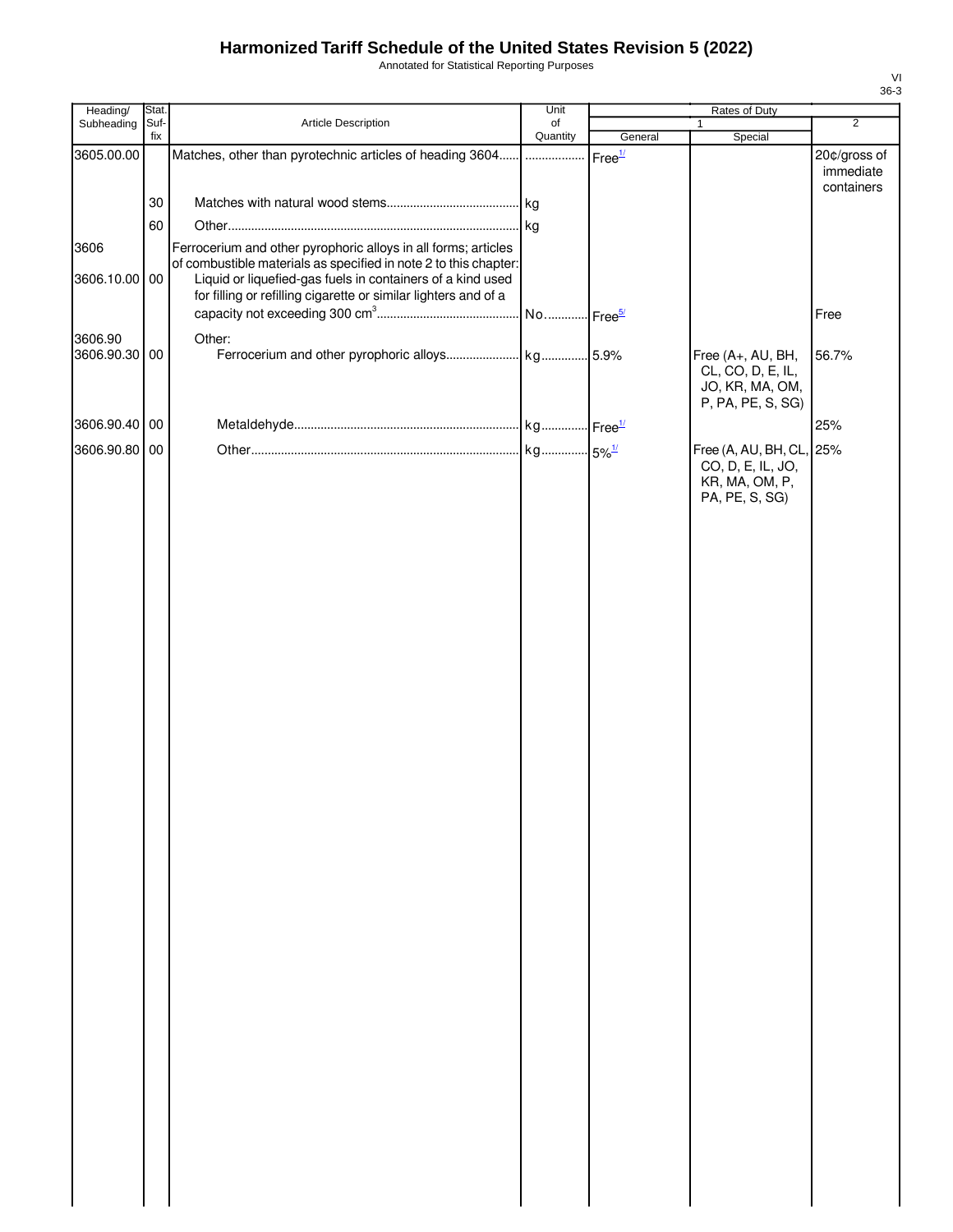# Harmonized Tariff Schedule of the United States Revision 5 (2022)

Annotated for Statistical Reporting Purposes

VI
36-3

| Heading/ Subheading | Stat. Suf- fix | Article Description | Unit of Quantity | Rates of Duty | | |
|---|---|---|---|---|---|---|
| | | | | 1 | | 2 |
| | | | | General | Special | |
| 3605.00.00 | | Matches, other than pyrotechnic articles of heading 3604 | | Free[1/] | | 20¢/gross of immediate containers |
| | 30 | Matches with natural wood stems | kg | | | |
| | 60 | Other | kg | | | |
| 3606 | | Ferrocerium and other pyrophoric alloys in all forms; articles of combustible materials as specified in note 2 to this chapter: | | | | |
| 3606.10.00 | 00 | Liquid or liquefied-gas fuels in containers of a kind used for filling or refilling cigarette or similar lighters and of a capacity not exceeding 300 cm$^3$ | No. | Free[5/] | | Free |
| 3606.90 | | Other: | | | | |
| 3606.90.30 | 00 | Ferrocerium and other pyrophoric alloys | kg | 5.9% | Free (A+, AU, BH, CL, CO, D, E, IL, JO, KR, MA, OM, P, PA, PE, S, SG) | 56.7% |
| 3606.90.40 | 00 | Metaldehyde | kg | Free[1/] | | 25% |
| 3606.90.80 | 00 | Other | kg | 5%[1/] | Free (A, AU, BH, CL, CO, D, E, IL, JO, KR, MA, OM, P, PA, PE, S, SG) | 25% |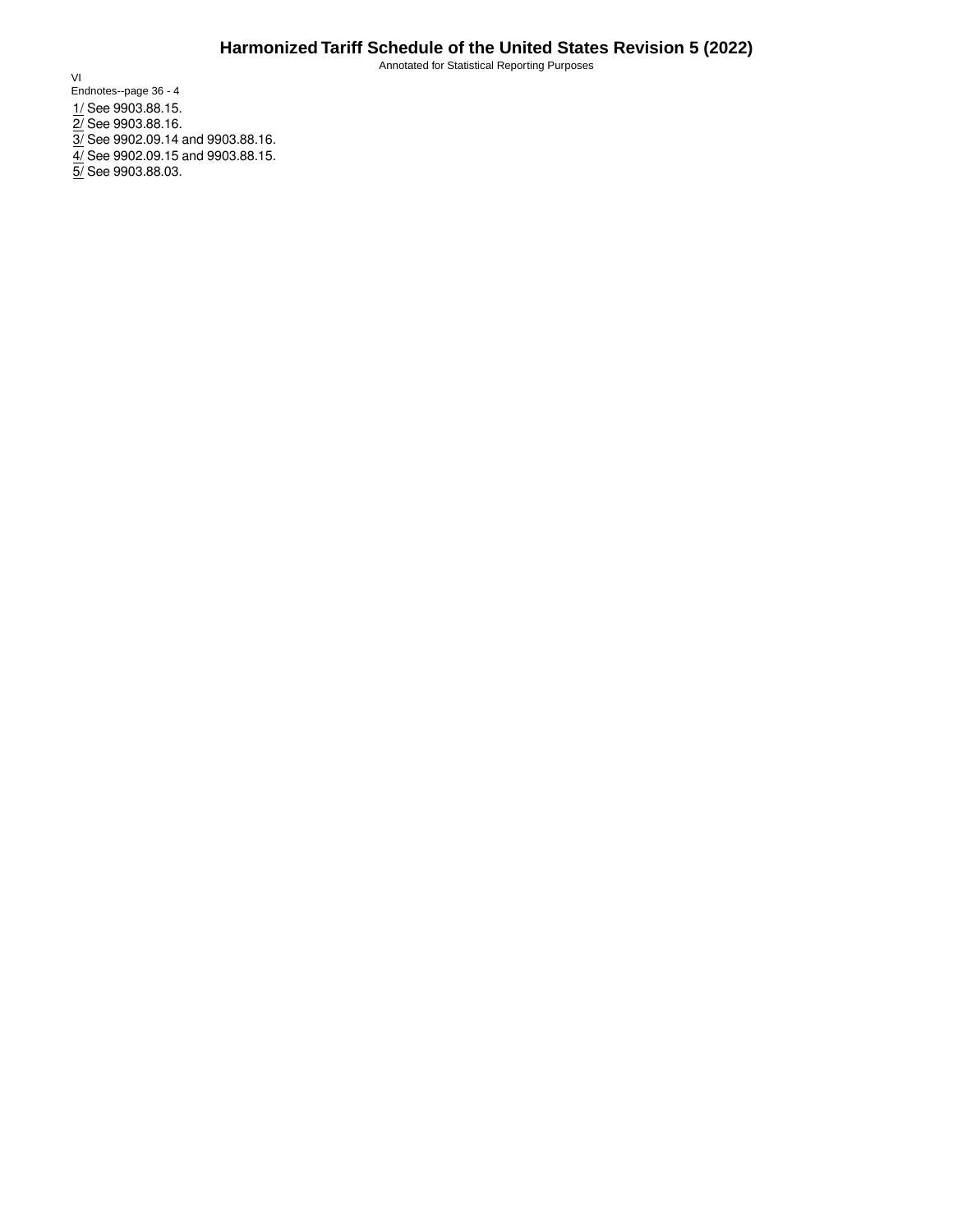1/ See 9903.88.15.
2/ See 9903.88.16.
3/ See 9902.09.14 and 9903.88.16.
4/ See 9902.09.15 and 9903.88.15.
5/ See 9903.88.03.